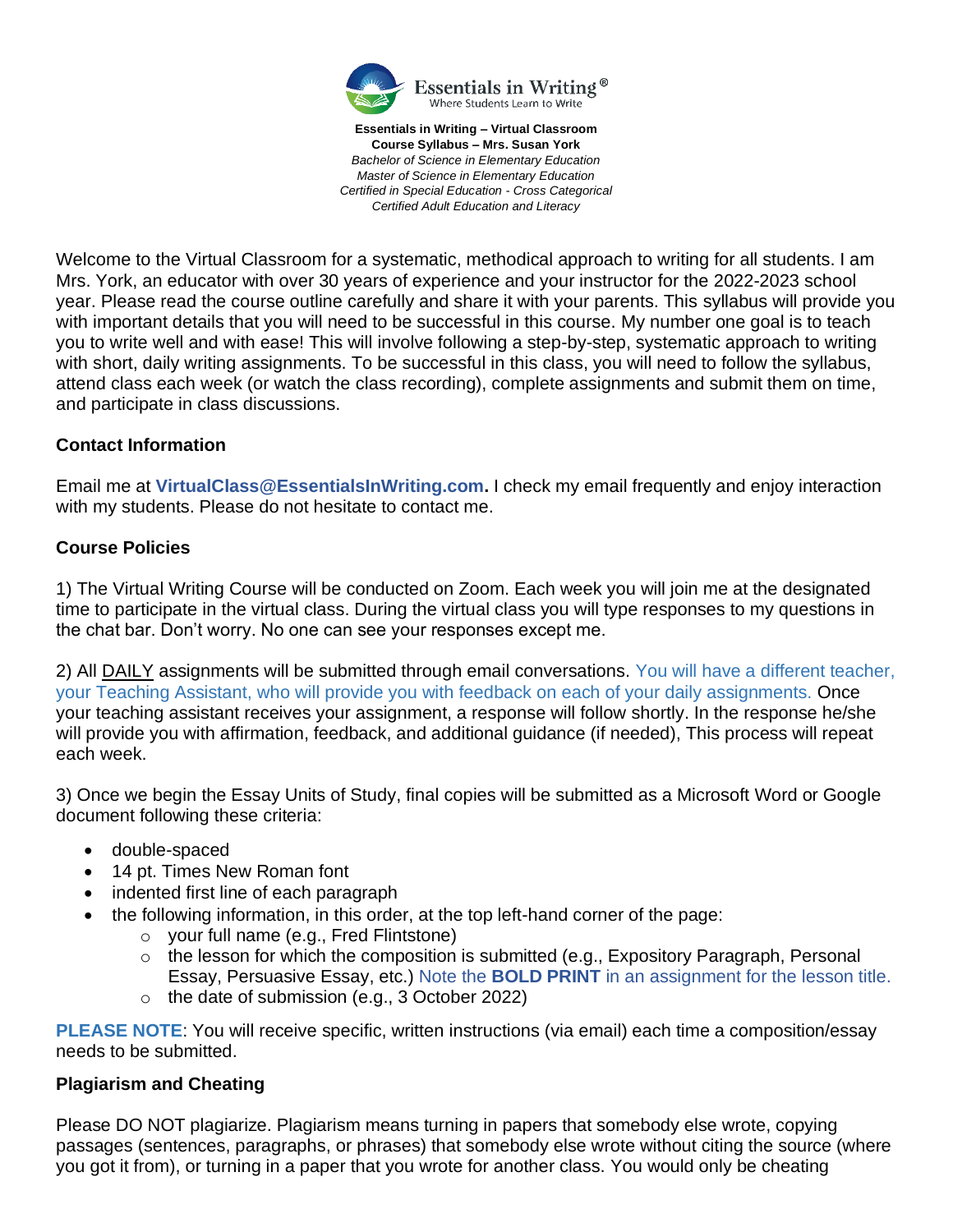Essentials in Writing®
Where Students Learn to Write

**Essentials in Writing – Virtual Classroom**
**Course Syllabus – Mrs. Susan York**
*Bachelor of Science in Elementary Education*
*Master of Science in Elementary Education*
*Certified in Special Education - Cross Categorical*
*Certified Adult Education and Literacy*

Welcome to the Virtual Classroom for a systematic, methodical approach to writing for all students. I am Mrs. York, an educator with over 30 years of experience and your instructor for the 2022-2023 school year. Please read the course outline carefully and share it with your parents. This syllabus will provide you with important details that you will need to be successful in this course. My number one goal is to teach you to write well and with ease! This will involve following a step-by-step, systematic approach to writing with short, daily writing assignments. To be successful in this class, you will need to follow the syllabus, attend class each week (or watch the class recording), complete assignments and submit them on time, and participate in class discussions.

### Contact Information

Email me at **VirtualClass@EssentialsInWriting.com.** I check my email frequently and enjoy interaction with my students. Please do not hesitate to contact me.

### Course Policies

1) The Virtual Writing Course will be conducted on Zoom. Each week you will join me at the designated time to participate in the virtual class. During the virtual class you will type responses to my questions in the chat bar. Don't worry. No one can see your responses except me.

2) All DAILY assignments will be submitted through email conversations. You will have a different teacher, your Teaching Assistant, who will provide you with feedback on each of your daily assignments. Once your teaching assistant receives your assignment, a response will follow shortly. In the response he/she will provide you with affirmation, feedback, and additional guidance (if needed), This process will repeat each week.

3) Once we begin the Essay Units of Study, final copies will be submitted as a Microsoft Word or Google document following these criteria:

- double-spaced
- 14 pt. Times New Roman font
- indented first line of each paragraph
- the following information, in this order, at the top left-hand corner of the page:
  - your full name (e.g., Fred Flintstone)
  - the lesson for which the composition is submitted (e.g., Expository Paragraph, Personal Essay, Persuasive Essay, etc.) Note the **BOLD PRINT** in an assignment for the lesson title.
  - the date of submission (e.g., 3 October 2022)

**PLEASE NOTE**: You will receive specific, written instructions (via email) each time a composition/essay needs to be submitted.

### Plagiarism and Cheating

Please DO NOT plagiarize. Plagiarism means turning in papers that somebody else wrote, copying passages (sentences, paragraphs, or phrases) that somebody else wrote without citing the source (where you got it from), or turning in a paper that you wrote for another class. You would only be cheating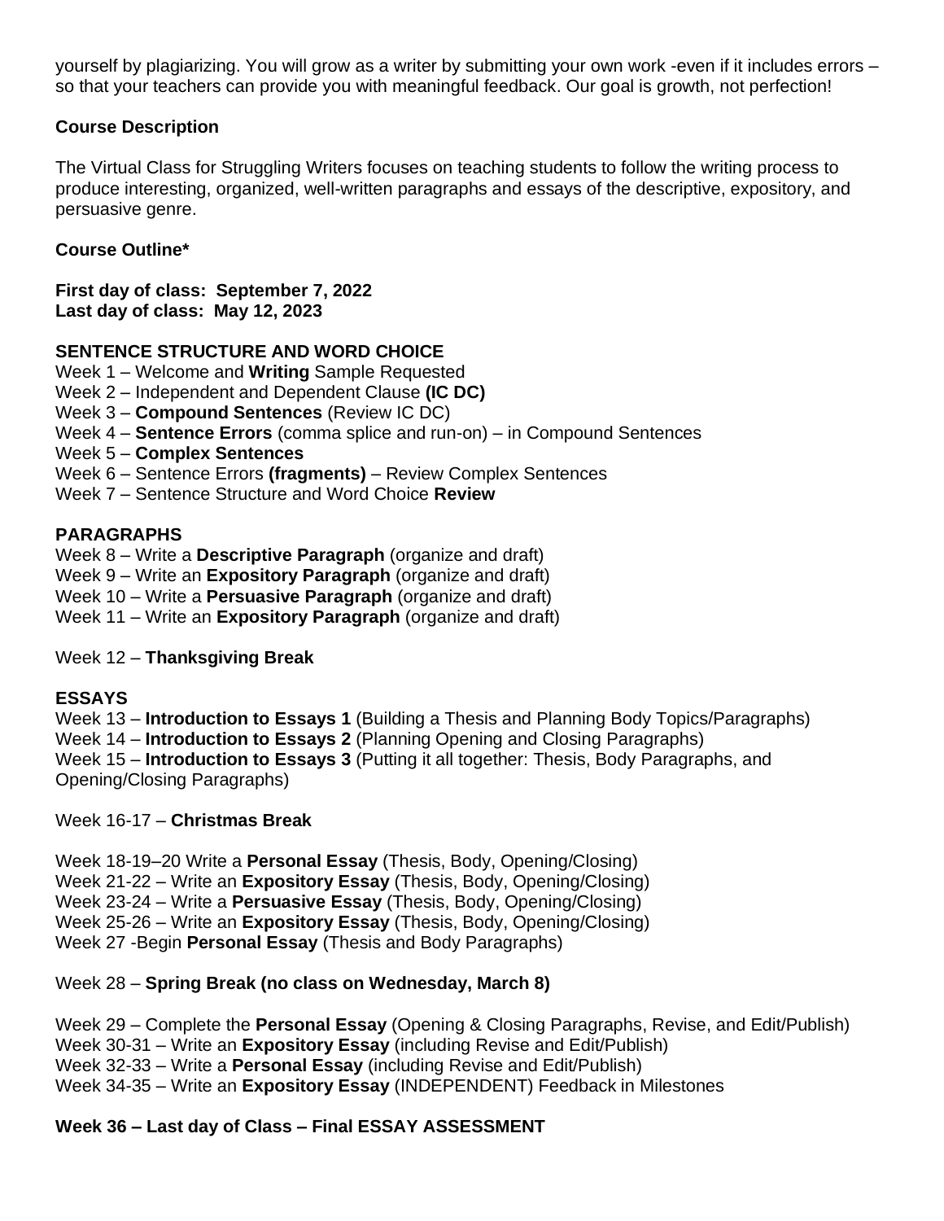yourself by plagiarizing. You will grow as a writer by submitting your own work -even if it includes errors – so that your teachers can provide you with meaningful feedback. Our goal is growth, not perfection!

**Course Description**

The Virtual Class for Struggling Writers focuses on teaching students to follow the writing process to produce interesting, organized, well-written paragraphs and essays of the descriptive, expository, and persuasive genre.

**Course Outline***

**First day of class: September 7, 2022**
**Last day of class: May 12, 2023**

**SENTENCE STRUCTURE AND WORD CHOICE**
Week 1 – Welcome and **Writing** Sample Requested
Week 2 – Independent and Dependent Clause **(IC DC)**
Week 3 – **Compound Sentences** (Review IC DC)
Week 4 – **Sentence Errors** (comma splice and run-on) – in Compound Sentences
Week 5 – **Complex Sentences**
Week 6 – Sentence Errors **(fragments)** – Review Complex Sentences
Week 7 – Sentence Structure and Word Choice **Review**

**PARAGRAPHS**
Week 8 – Write a **Descriptive Paragraph** (organize and draft)
Week 9 – Write an **Expository Paragraph** (organize and draft)
Week 10 – Write a **Persuasive Paragraph** (organize and draft)
Week 11 – Write an **Expository Paragraph** (organize and draft)

Week 12 – **Thanksgiving Break**

**ESSAYS**
Week 13 – **Introduction to Essays 1** (Building a Thesis and Planning Body Topics/Paragraphs)
Week 14 – **Introduction to Essays 2** (Planning Opening and Closing Paragraphs)
Week 15 – **Introduction to Essays 3** (Putting it all together: Thesis, Body Paragraphs, and Opening/Closing Paragraphs)

Week 16-17 – **Christmas Break**

Week 18-19–20 Write a **Personal Essay** (Thesis, Body, Opening/Closing)
Week 21-22 – Write an **Expository Essay** (Thesis, Body, Opening/Closing)
Week 23-24 – Write a **Persuasive Essay** (Thesis, Body, Opening/Closing)
Week 25-26 – Write an **Expository Essay** (Thesis, Body, Opening/Closing)
Week 27 -Begin **Personal Essay** (Thesis and Body Paragraphs)

Week 28 – **Spring Break (no class on Wednesday, March 8)**

Week 29 – Complete the **Personal Essay** (Opening & Closing Paragraphs, Revise, and Edit/Publish)
Week 30-31 – Write an **Expository Essay** (including Revise and Edit/Publish)
Week 32-33 – Write a **Personal Essay** (including Revise and Edit/Publish)
Week 34-35 – Write an **Expository Essay** (INDEPENDENT) Feedback in Milestones

**Week 36 – Last day of Class – Final ESSAY ASSESSMENT**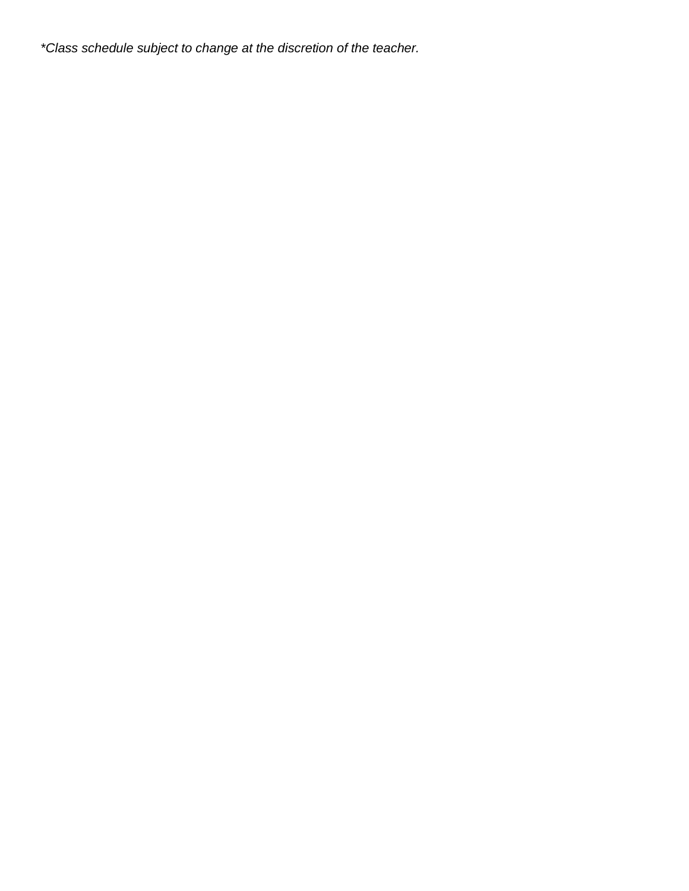*Class schedule subject to change at the discretion of the teacher.*